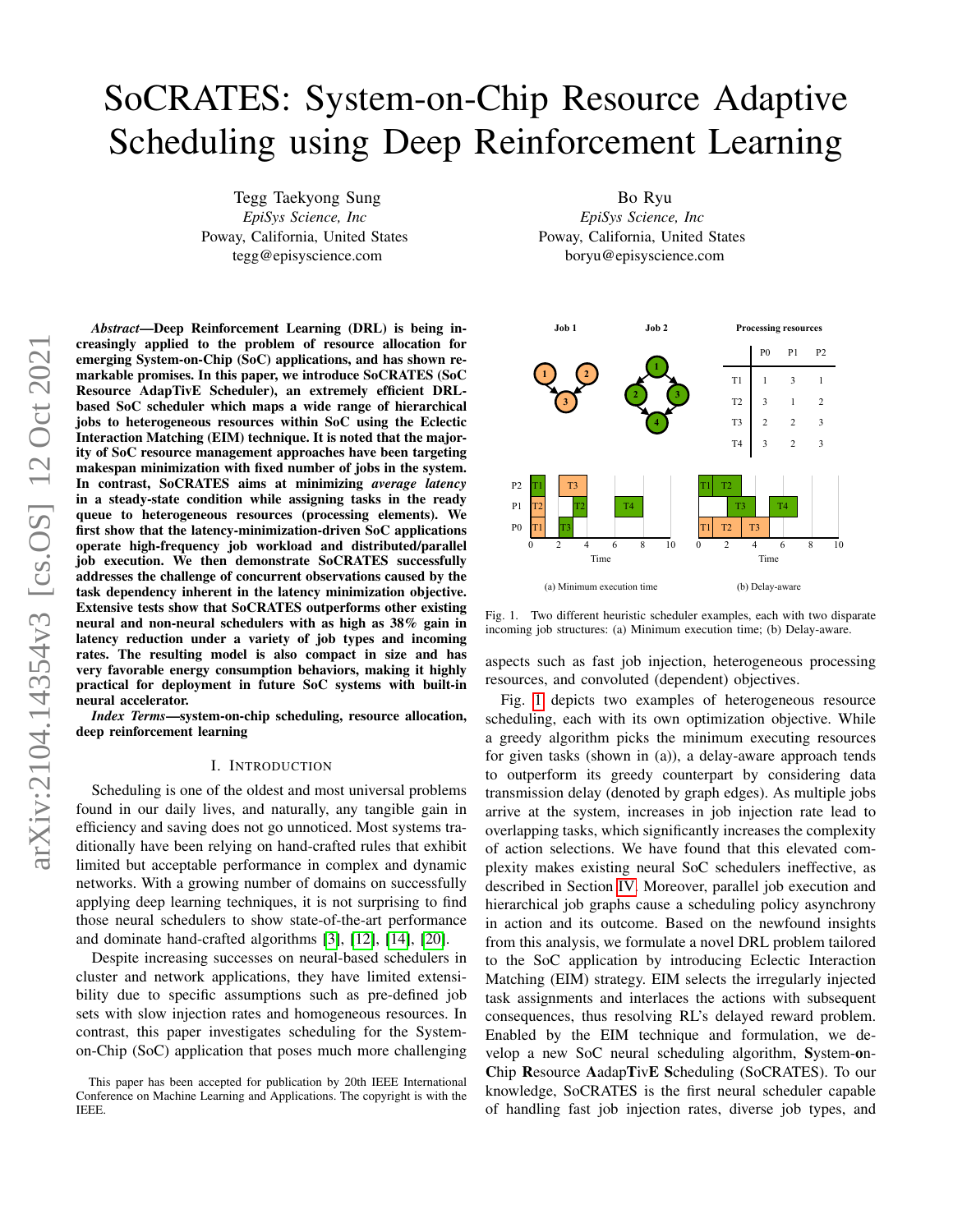# SoCRATES: System-on-Chip Resource Adaptive Scheduling using Deep Reinforcement Learning

Tegg Taekyong Sung
*EpiSys Science, Inc*
Poway, California, United States
tegg@episyscience.com

Bo Ryu
*EpiSys Science, Inc*
Poway, California, United States
boryu@episyscience.com

***Abstract*—Deep Reinforcement Learning (DRL) is being increasingly applied to the problem of resource allocation for emerging System-on-Chip (SoC) applications, and has shown remarkable promises. In this paper, we introduce SoCRATES (SoC Resource AdapTivE Scheduler), an extremely efficient DRL-based SoC scheduler which maps a wide range of hierarchical jobs to heterogeneous resources within SoC using the Eclectic Interaction Matching (EIM) technique. It is noted that the majority of SoC resource management approaches have been targeting makespan minimization with fixed number of jobs in the system. In contrast, SoCRATES aims at minimizing *average latency* in a steady-state condition while assigning tasks in the ready queue to heterogeneous resources (processing elements). We first show that the latency-minimization-driven SoC applications operate high-frequency job workload and distributed/parallel job execution. We then demonstrate SoCRATES successfully addresses the challenge of concurrent observations caused by the task dependency inherent in the latency minimization objective. Extensive tests show that SoCRATES outperforms other existing neural and non-neural schedulers with as high as 38% gain in latency reduction under a variety of job types and incoming rates. The resulting model is also compact in size and has very favorable energy consumption behaviors, making it highly practical for deployment in future SoC systems with built-in neural accelerator.**

***Index Terms*—system-on-chip scheduling, resource allocation, deep reinforcement learning**

## I. Introduction

Scheduling is one of the oldest and most universal problems found in our daily lives, and naturally, any tangible gain in efficiency and saving does not go unnoticed. Most systems traditionally have been relying on hand-crafted rules that exhibit limited but acceptable performance in complex and dynamic networks. With a growing number of domains on successfully applying deep learning techniques, it is not surprising to find those neural schedulers to show state-of-the-art performance and dominate hand-crafted algorithms [3], [12], [14], [20].

Despite increasing successes on neural-based schedulers in cluster and network applications, they have limited extensibility due to specific assumptions such as pre-defined job sets with slow injection rates and homogeneous resources. In contrast, this paper investigates scheduling for the System-on-Chip (SoC) application that poses much more challenging aspects such as fast job injection, heterogeneous processing resources, and convoluted (dependent) objectives.

| | P0 | P1 | P2 |
|---|---|---|---|
| T1 | 1 | 3 | 1 |
| T2 | 3 | 1 | 2 |
| T3 | 2 | 2 | 3 |
| T4 | 3 | 2 | 3 |

Fig. 1. Two different heuristic scheduler examples, each with two disparate incoming job structures: (a) Minimum execution time; (b) Delay-aware.

Fig. 1 depicts two examples of heterogeneous resource scheduling, each with its own optimization objective. While a greedy algorithm picks the minimum executing resources for given tasks (shown in (a)), a delay-aware approach tends to outperform its greedy counterpart by considering data transmission delay (denoted by graph edges). As multiple jobs arrive at the system, increases in job injection rate lead to overlapping tasks, which significantly increases the complexity of action selections. We have found that this elevated complexity makes existing neural SoC schedulers ineffective, as described in Section IV. Moreover, parallel job execution and hierarchical job graphs cause a scheduling policy asynchrony in action and its outcome. Based on the newfound insights from this analysis, we formulate a novel DRL problem tailored to the SoC application by introducing Eclectic Interaction Matching (EIM) strategy. EIM selects the irregularly injected task assignments and interlaces the actions with subsequent consequences, thus resolving RL's delayed reward problem. Enabled by the EIM technique and formulation, we develop a new SoC neural scheduling algorithm, **S**ystem-**o**n-**C**hip **R**esource **A**adap**T**iv**E** **S**cheduling (SoCRATES). To our knowledge, SoCRATES is the first neural scheduler capable of handling fast job injection rates, diverse job types, and

This paper has been accepted for publication by 20th IEEE International Conference on Machine Learning and Applications. The copyright is with the IEEE.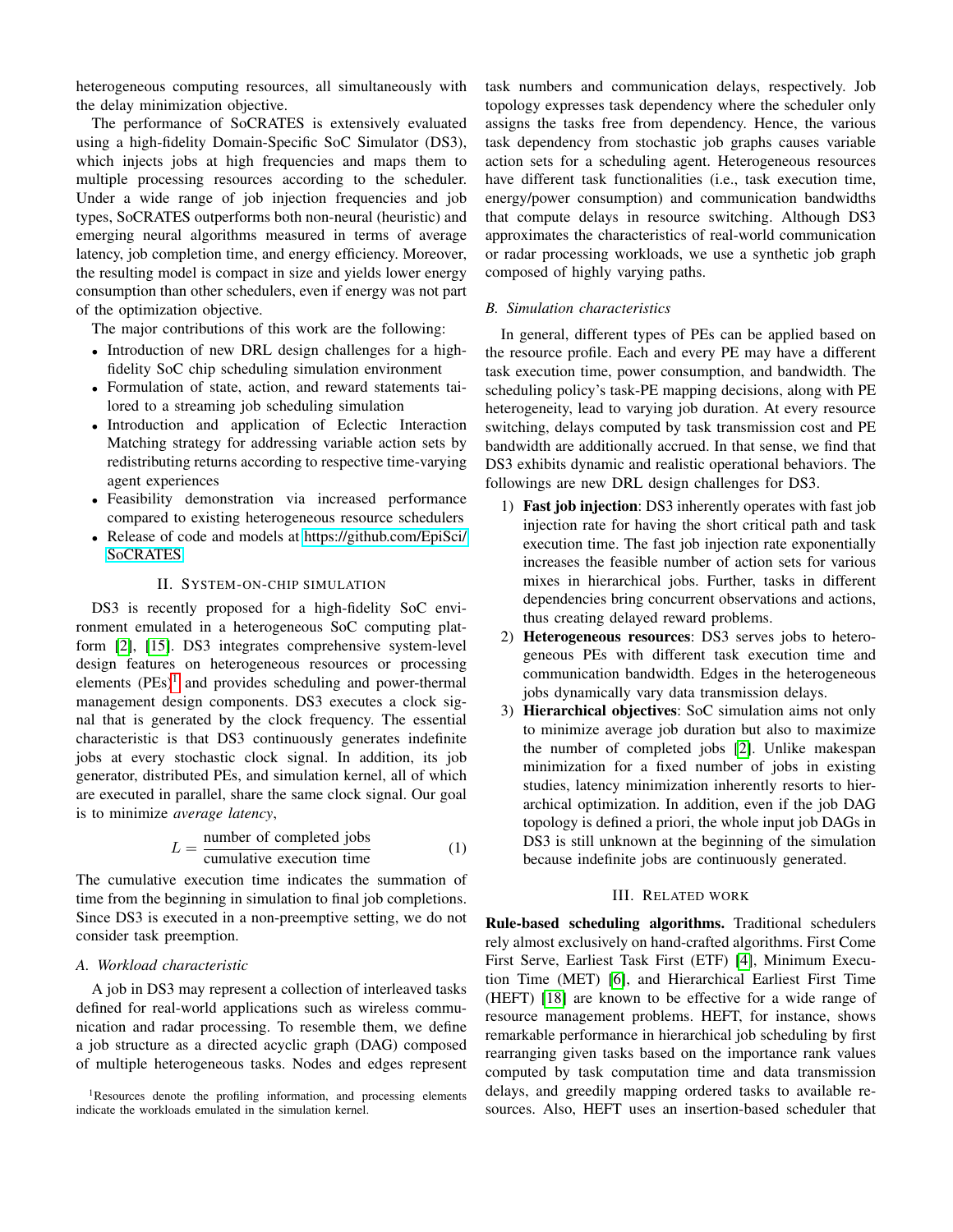heterogeneous computing resources, all simultaneously with the delay minimization objective.

The performance of SoCRATES is extensively evaluated using a high-fidelity Domain-Specific SoC Simulator (DS3), which injects jobs at high frequencies and maps them to multiple processing resources according to the scheduler. Under a wide range of job injection frequencies and job types, SoCRATES outperforms both non-neural (heuristic) and emerging neural algorithms measured in terms of average latency, job completion time, and energy efficiency. Moreover, the resulting model is compact in size and yields lower energy consumption than other schedulers, even if energy was not part of the optimization objective.

The major contributions of this work are the following:

- Introduction of new DRL design challenges for a high-fidelity SoC chip scheduling simulation environment
- Formulation of state, action, and reward statements tailored to a streaming job scheduling simulation
- Introduction and application of Eclectic Interaction Matching strategy for addressing variable action sets by redistributing returns according to respective time-varying agent experiences
- Feasibility demonstration via increased performance compared to existing heterogeneous resource schedulers
- Release of code and models at https://github.com/EpiSci/SoCRATES

## II. System-on-chip simulation

DS3 is recently proposed for a high-fidelity SoC environment emulated in a heterogeneous SoC computing platform [2], [15]. DS3 integrates comprehensive system-level design features on heterogeneous resources or processing elements (PEs)[1] and provides scheduling and power-thermal management design components. DS3 executes a clock signal that is generated by the clock frequency. The essential characteristic is that DS3 continuously generates indefinite jobs at every stochastic clock signal. In addition, its job generator, distributed PEs, and simulation kernel, all of which are executed in parallel, share the same clock signal. Our goal is to minimize *average latency*,

$$L = \frac{\text{number of completed jobs}}{\text{cumulative execution time}} \tag{1}$$

The cumulative execution time indicates the summation of time from the beginning in simulation to final job completions. Since DS3 is executed in a non-preemptive setting, we do not consider task preemption.

### A. Workload characteristic

A job in DS3 may represent a collection of interleaved tasks defined for real-world applications such as wireless communication and radar processing. To resemble them, we define a job structure as a directed acyclic graph (DAG) composed of multiple heterogeneous tasks. Nodes and edges represent task numbers and communication delays, respectively. Job topology expresses task dependency where the scheduler only assigns the tasks free from dependency. Hence, the various task dependency from stochastic job graphs causes variable action sets for a scheduling agent. Heterogeneous resources have different task functionalities (i.e., task execution time, energy/power consumption) and communication bandwidths that compute delays in resource switching. Although DS3 approximates the characteristics of real-world communication or radar processing workloads, we use a synthetic job graph composed of highly varying paths.

### B. Simulation characteristics

In general, different types of PEs can be applied based on the resource profile. Each and every PE may have a different task execution time, power consumption, and bandwidth. The scheduling policy's task-PE mapping decisions, along with PE heterogeneity, lead to varying job duration. At every resource switching, delays computed by task transmission cost and PE bandwidth are additionally accrued. In that sense, we find that DS3 exhibits dynamic and realistic operational behaviors. The followings are new DRL design challenges for DS3.

1) **Fast job injection**: DS3 inherently operates with fast job injection rate for having the short critical path and task execution time. The fast job injection rate exponentially increases the feasible number of action sets for various mixes in hierarchical jobs. Further, tasks in different dependencies bring concurrent observations and actions, thus creating delayed reward problems.
2) **Heterogeneous resources**: DS3 serves jobs to heterogeneous PEs with different task execution time and communication bandwidth. Edges in the heterogeneous jobs dynamically vary data transmission delays.
3) **Hierarchical objectives**: SoC simulation aims not only to minimize average job duration but also to maximize the number of completed jobs [2]. Unlike makespan minimization for a fixed number of jobs in existing studies, latency minimization inherently resorts to hierarchical optimization. In addition, even if the job DAG topology is defined a priori, the whole input job DAGs in DS3 is still unknown at the beginning of the simulation because indefinite jobs are continuously generated.

## III. Related work

**Rule-based scheduling algorithms.** Traditional schedulers rely almost exclusively on hand-crafted algorithms. First Come First Serve, Earliest Task First (ETF) [4], Minimum Execution Time (MET) [6], and Hierarchical Earliest First Time (HEFT) [18] are known to be effective for a wide range of resource management problems. HEFT, for instance, shows remarkable performance in hierarchical job scheduling by first rearranging given tasks based on the importance rank values computed by task computation time and data transmission delays, and greedily mapping ordered tasks to available resources. Also, HEFT uses an insertion-based scheduler that

[1]Resources denote the profiling information, and processing elements indicate the workloads emulated in the simulation kernel.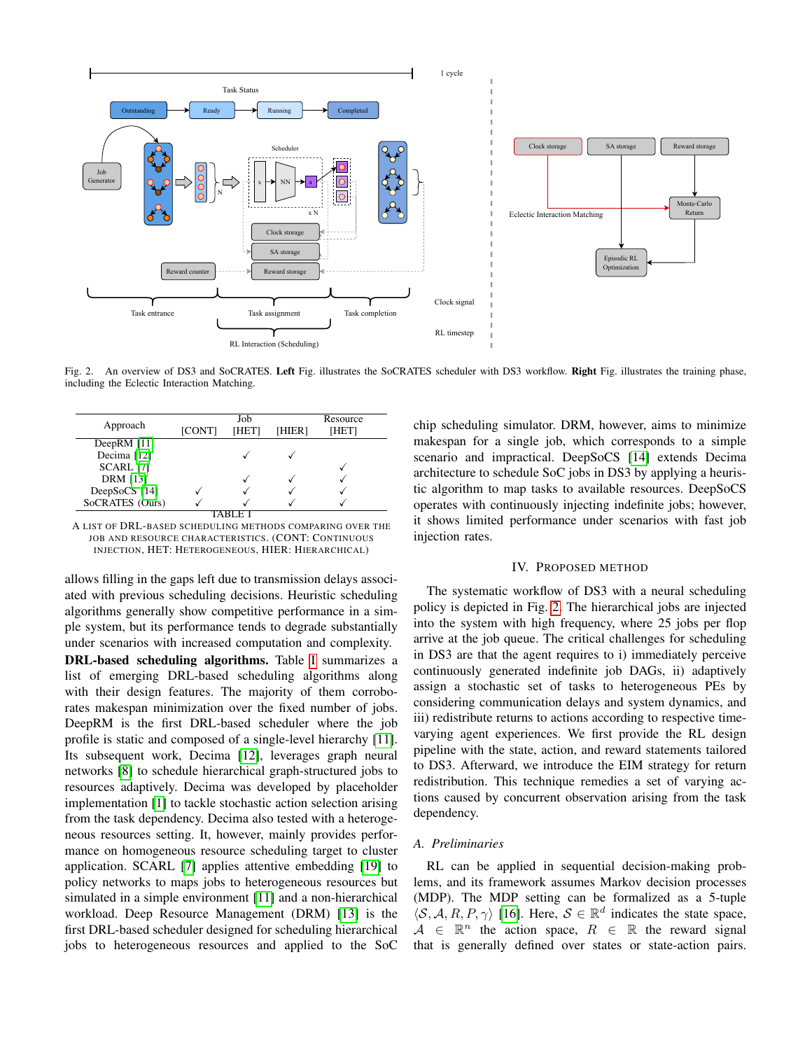Fig. 2. An overview of DS3 and SoCRATES. **Left** Fig. illustrates the SoCRATES scheduler with DS3 workflow. **Right** Fig. illustrates the training phase, including the Eclectic Interaction Matching.

| Approach | Job [CONT] | Job [HET] | Job [HIER] | Resource [HET] |
|---|---|---|---|---|
| DeepRM [11] | | | | |
| Decima [12] | | ✓ | ✓ | |
| SCARL [7] | | | | ✓ |
| DRM [13] | | ✓ | ✓ | ✓ |
| DeepSoCS [14] | ✓ | ✓ | ✓ | ✓ |
| SoCRATES (Ours) | ✓ | ✓ | ✓ | ✓ |

TABLE I
A LIST OF DRL-BASED SCHEDULING METHODS COMPARING OVER THE JOB AND RESOURCE CHARACTERISTICS. (CONT: CONTINUOUS INJECTION, HET: HETEROGENEOUS, HIER: HIERARCHICAL)

allows filling in the gaps left due to transmission delays associated with previous scheduling decisions. Heuristic scheduling algorithms generally show competitive performance in a simple system, but its performance tends to degrade substantially under scenarios with increased computation and complexity.

**DRL-based scheduling algorithms.** Table I summarizes a list of emerging DRL-based scheduling algorithms along with their design features. The majority of them corroborates makespan minimization over the fixed number of jobs. DeepRM is the first DRL-based scheduler where the job profile is static and composed of a single-level hierarchy [11]. Its subsequent work, Decima [12], leverages graph neural networks [8] to schedule hierarchical graph-structured jobs to resources adaptively. Decima was developed by placeholder implementation [1] to tackle stochastic action selection arising from the task dependency. Decima also tested with a heterogeneous resources setting. It, however, mainly provides performance on homogeneous resource scheduling target to cluster application. SCARL [7] applies attentive embedding [19] to policy networks to maps jobs to heterogeneous resources but simulated in a simple environment [11] and a non-hierarchical workload. Deep Resource Management (DRM) [13] is the first DRL-based scheduler designed for scheduling hierarchical jobs to heterogeneous resources and applied to the SoC chip scheduling simulator. DRM, however, aims to minimize makespan for a single job, which corresponds to a simple scenario and impractical. DeepSoCS [14] extends Decima architecture to schedule SoC jobs in DS3 by applying a heuristic algorithm to map tasks to available resources. DeepSoCS operates with continuously injecting indefinite jobs; however, it shows limited performance under scenarios with fast job injection rates.

## IV. Proposed Method

The systematic workflow of DS3 with a neural scheduling policy is depicted in Fig. 2. The hierarchical jobs are injected into the system with high frequency, where 25 jobs per flop arrive at the job queue. The critical challenges for scheduling in DS3 are that the agent requires to i) immediately perceive continuously generated indefinite job DAGs, ii) adaptively assign a stochastic set of tasks to heterogeneous PEs by considering communication delays and system dynamics, and iii) redistribute returns to actions according to respective time-varying agent experiences. We first provide the RL design pipeline with the state, action, and reward statements tailored to DS3. Afterward, we introduce the EIM strategy for return redistribution. This technique remedies a set of varying actions caused by concurrent observation arising from the task dependency.

### A. Preliminaries

RL can be applied in sequential decision-making problems, and its framework assumes Markov decision processes (MDP). The MDP setting can be formalized as a 5-tuple $\langle \mathcal{S}, \mathcal{A}, R, P, \gamma \rangle$ [16]. Here, $\mathcal{S} \in \mathbb{R}^d$ indicates the state space, $\mathcal{A} \in \mathbb{R}^n$ the action space, $R \in \mathbb{R}$ the reward signal that is generally defined over states or state-action pairs.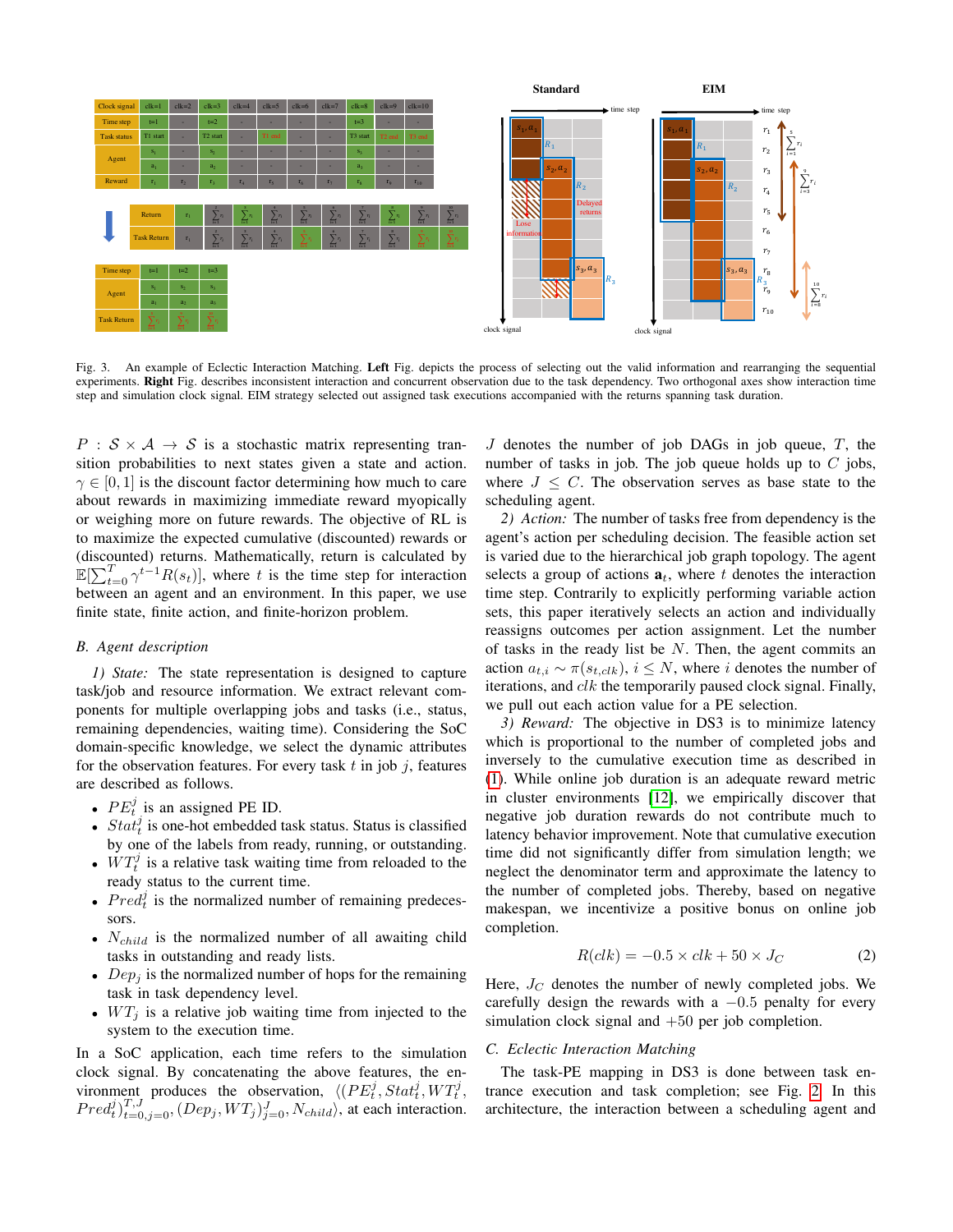Fig. 3. An example of Eclectic Interaction Matching. **Left** Fig. depicts the process of selecting out the valid information and rearranging the sequential experiments. **Right** Fig. describes inconsistent interaction and concurrent observation due to the task dependency. Two orthogonal axes show interaction time step and simulation clock signal. EIM strategy selected out assigned task executions accompanied with the returns spanning task duration.

$P : \mathcal{S} \times \mathcal{A} \rightarrow \mathcal{S}$ is a stochastic matrix representing transition probabilities to next states given a state and action. $\gamma \in [0, 1]$ is the discount factor determining how much to care about rewards in maximizing immediate reward myopically or weighing more on future rewards. The objective of RL is to maximize the expected cumulative (discounted) rewards or (discounted) returns. Mathematically, return is calculated by $\mathbb{E}[\sum_{t=0}^{T} \gamma^{t-1} R(s_t)]$, where $t$ is the time step for interaction between an agent and an environment. In this paper, we use finite state, finite action, and finite-horizon problem.

### B. Agent description

*1) State:* The state representation is designed to capture task/job and resource information. We extract relevant components for multiple overlapping jobs and tasks (i.e., status, remaining dependencies, waiting time). Considering the SoC domain-specific knowledge, we select the dynamic attributes for the observation features. For every task $t$ in job $j$, features are described as follows.

- $PE_t^j$ is an assigned PE ID.
- $Stat_t^j$ is one-hot embedded task status. Status is classified by one of the labels from ready, running, or outstanding.
- $WT_t^j$ is a relative task waiting time from reloaded to the ready status to the current time.
- $Pred_t^j$ is the normalized number of remaining predecessors.
- $N_{child}$ is the normalized number of all awaiting child tasks in outstanding and ready lists.
- $Dep_j$ is the normalized number of hops for the remaining task in task dependency level.
- $WT_j$ is a relative job waiting time from injected to the system to the execution time.

In a SoC application, each time refers to the simulation clock signal. By concatenating the above features, the environment produces the observation, $\langle (PE_t^j, Stat_t^j, WT_t^j, Pred_t^j)_{t=0,j=0}^{T,J}, (Dep_j, WT_j)_{j=0}^{J}, N_{child} \rangle$, at each interaction. $J$ denotes the number of job DAGs in job queue, $T$, the number of tasks in job. The job queue holds up to $C$ jobs, where $J \leq C$. The observation serves as base state to the scheduling agent.

*2) Action:* The number of tasks free from dependency is the agent's action per scheduling decision. The feasible action set is varied due to the hierarchical job graph topology. The agent selects a group of actions $\mathbf{a}_t$, where $t$ denotes the interaction time step. Contrarily to explicitly performing variable action sets, this paper iteratively selects an action and individually reassigns outcomes per action assignment. Let the number of tasks in the ready list be $N$. Then, the agent commits an action $a_{t,i} \sim \pi(s_{t,clk})$, $i \leq N$, where $i$ denotes the number of iterations, and $clk$ the temporarily paused clock signal. Finally, we pull out each action value for a PE selection.

*3) Reward:* The objective in DS3 is to minimize latency which is proportional to the number of completed jobs and inversely to the cumulative execution time as described in (1). While online job duration is an adequate reward metric in cluster environments [12], we empirically discover that negative job duration rewards do not contribute much to latency behavior improvement. Note that cumulative execution time did not significantly differ from simulation length; we neglect the denominator term and approximate the latency to the number of completed jobs. Thereby, based on negative makespan, we incentivize a positive bonus on online job completion.

$$R(clk) = -0.5 \times clk + 50 \times J_C \tag{2}$$

Here, $J_C$ denotes the number of newly completed jobs. We carefully design the rewards with a $-0.5$ penalty for every simulation clock signal and $+50$ per job completion.

### C. Eclectic Interaction Matching

The task-PE mapping in DS3 is done between task entrance execution and task completion; see Fig. 2. In this architecture, the interaction between a scheduling agent and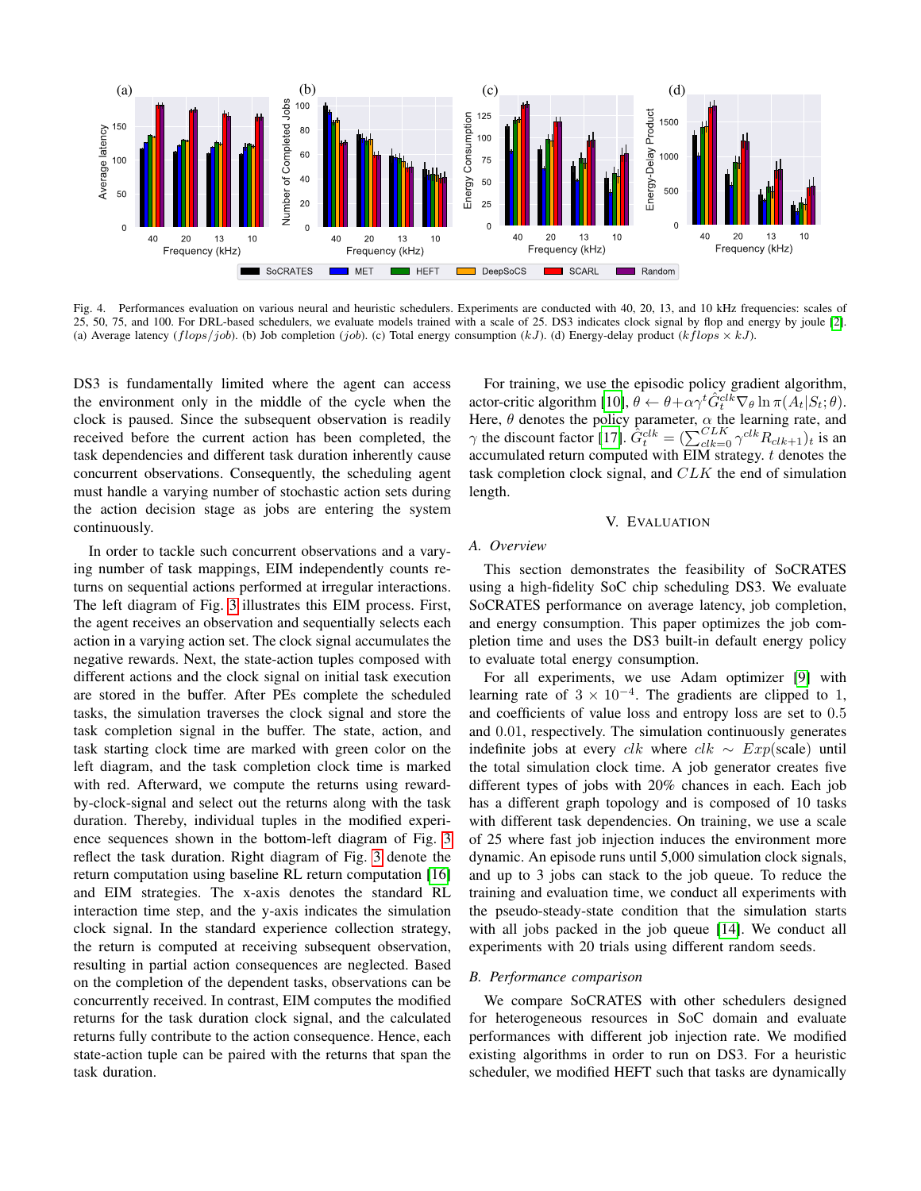Fig. 4. Performances evaluation on various neural and heuristic schedulers. Experiments are conducted with 40, 20, 13, and 10 kHz frequencies: scales of 25, 50, 75, and 100. For DRL-based schedulers, we evaluate models trained with a scale of 25. DS3 indicates clock signal by flop and energy by joule [2]. (a) Average latency ($flops/job$). (b) Job completion ($job$). (c) Total energy consumption ($kJ$). (d) Energy-delay product ($kflops \times kJ$).

DS3 is fundamentally limited where the agent can access the environment only in the middle of the cycle when the clock is paused. Since the subsequent observation is readily received before the current action has been completed, the task dependencies and different task duration inherently cause concurrent observations. Consequently, the scheduling agent must handle a varying number of stochastic action sets during the action decision stage as jobs are entering the system continuously.

In order to tackle such concurrent observations and a varying number of task mappings, EIM independently counts returns on sequential actions performed at irregular interactions. The left diagram of Fig. 3 illustrates this EIM process. First, the agent receives an observation and sequentially selects each action in a varying action set. The clock signal accumulates the negative rewards. Next, the state-action tuples composed with different actions and the clock signal on initial task execution are stored in the buffer. After PEs complete the scheduled tasks, the simulation traverses the clock signal and store the task completion signal in the buffer. The state, action, and task starting clock time are marked with green color on the left diagram, and the task completion clock time is marked with red. Afterward, we compute the returns using reward-by-clock-signal and select out the returns along with the task duration. Thereby, individual tuples in the modified experience sequences shown in the bottom-left diagram of Fig. 3 reflect the task duration. Right diagram of Fig. 3 denote the return computation using baseline RL return computation [16] and EIM strategies. The x-axis denotes the standard RL interaction time step, and the y-axis indicates the simulation clock signal. In the standard experience collection strategy, the return is computed at receiving subsequent observation, resulting in partial action consequences are neglected. Based on the completion of the dependent tasks, observations can be concurrently received. In contrast, EIM computes the modified returns for the task duration clock signal, and the calculated returns fully contribute to the action consequence. Hence, each state-action tuple can be paired with the returns that span the task duration.

For training, we use the episodic policy gradient algorithm, actor-critic algorithm [10], $\theta \leftarrow \theta + \alpha\gamma^t \hat{G}_t^{clk} \nabla_\theta \ln \pi(A_t|S_t;\theta)$. Here, $\theta$ denotes the policy parameter, $\alpha$ the learning rate, and $\gamma$ the discount factor [17]. $\hat{G}_t^{clk} = (\sum_{clk=0}^{CLK} \gamma^{clk} R_{clk+1})_t$ is an accumulated return computed with EIM strategy. $t$ denotes the task completion clock signal, and $CLK$ the end of simulation length.

## V. Evaluation

### A. Overview

This section demonstrates the feasibility of SoCRATES using a high-fidelity SoC chip scheduling DS3. We evaluate SoCRATES performance on average latency, job completion, and energy consumption. This paper optimizes the job completion time and uses the DS3 built-in default energy policy to evaluate total energy consumption.

For all experiments, we use Adam optimizer [9] with learning rate of $3 \times 10^{-4}$. The gradients are clipped to 1, and coefficients of value loss and entropy loss are set to 0.5 and 0.01, respectively. The simulation continuously generates indefinite jobs at every $clk$ where $clk \sim Exp(\text{scale})$ until the total simulation clock time. A job generator creates five different types of jobs with 20% chances in each. Each job has a different graph topology and is composed of 10 tasks with different task dependencies. On training, we use a scale of 25 where fast job injection induces the environment more dynamic. An episode runs until 5,000 simulation clock signals, and up to 3 jobs can stack to the job queue. To reduce the training and evaluation time, we conduct all experiments with the pseudo-steady-state condition that the simulation starts with all jobs packed in the job queue [14]. We conduct all experiments with 20 trials using different random seeds.

### B. Performance comparison

We compare SoCRATES with other schedulers designed for heterogeneous resources in SoC domain and evaluate performances with different job injection rate. We modified existing algorithms in order to run on DS3. For a heuristic scheduler, we modified HEFT such that tasks are dynamically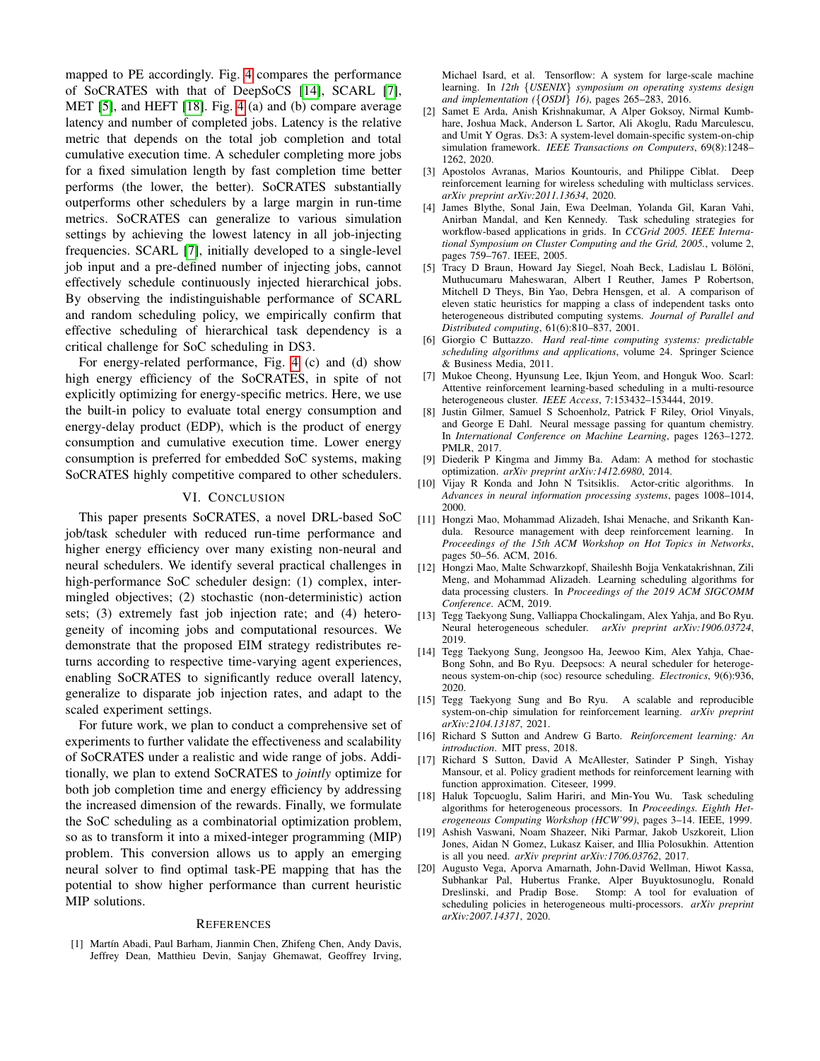mapped to PE accordingly. Fig. 4 compares the performance of SoCRATES with that of DeepSoCS [14], SCARL [7], MET [5], and HEFT [18]. Fig. 4 (a) and (b) compare average latency and number of completed jobs. Latency is the relative metric that depends on the total job completion and total cumulative execution time. A scheduler completing more jobs for a fixed simulation length by fast completion time better performs (the lower, the better). SoCRATES substantially outperforms other schedulers by a large margin in run-time metrics. SoCRATES can generalize to various simulation settings by achieving the lowest latency in all job-injecting frequencies. SCARL [7], initially developed to a single-level job input and a pre-defined number of injecting jobs, cannot effectively schedule continuously injected hierarchical jobs. By observing the indistinguishable performance of SCARL and random scheduling policy, we empirically confirm that effective scheduling of hierarchical task dependency is a critical challenge for SoC scheduling in DS3.

For energy-related performance, Fig. 4 (c) and (d) show high energy efficiency of the SoCRATES, in spite of not explicitly optimizing for energy-specific metrics. Here, we use the built-in policy to evaluate total energy consumption and energy-delay product (EDP), which is the product of energy consumption and cumulative execution time. Lower energy consumption is preferred for embedded SoC systems, making SoCRATES highly competitive compared to other schedulers.

## VI. Conclusion

This paper presents SoCRATES, a novel DRL-based SoC job/task scheduler with reduced run-time performance and higher energy efficiency over many existing non-neural and neural schedulers. We identify several practical challenges in high-performance SoC scheduler design: (1) complex, intermingled objectives; (2) stochastic (non-deterministic) action sets; (3) extremely fast job injection rate; and (4) heterogeneity of incoming jobs and computational resources. We demonstrate that the proposed EIM strategy redistributes returns according to respective time-varying agent experiences, enabling SoCRATES to significantly reduce overall latency, generalize to disparate job injection rates, and adapt to the scaled experiment settings.

For future work, we plan to conduct a comprehensive set of experiments to further validate the effectiveness and scalability of SoCRATES under a realistic and wide range of jobs. Additionally, we plan to extend SoCRATES to *jointly* optimize for both job completion time and energy efficiency by addressing the increased dimension of the rewards. Finally, we formulate the SoC scheduling as a combinatorial optimization problem, so as to transform it into a mixed-integer programming (MIP) problem. This conversion allows us to apply an emerging neural solver to find optimal task-PE mapping that has the potential to show higher performance than current heuristic MIP solutions.

## References

[1] Martín Abadi, Paul Barham, Jianmin Chen, Zhifeng Chen, Andy Davis, Jeffrey Dean, Matthieu Devin, Sanjay Ghemawat, Geoffrey Irving, Michael Isard, et al. Tensorflow: A system for large-scale machine learning. In *12th {USENIX} symposium on operating systems design and implementation ({OSDI} 16)*, pages 265–283, 2016.

[2] Samet E Arda, Anish Krishnakumar, A Alper Goksoy, Nirmal Kumbhare, Joshua Mack, Anderson L Sartor, Ali Akoglu, Radu Marculescu, and Umit Y Ogras. Ds3: A system-level domain-specific system-on-chip simulation framework. *IEEE Transactions on Computers*, 69(8):1248–1262, 2020.

[3] Apostolos Avranas, Marios Kountouris, and Philippe Ciblat. Deep reinforcement learning for wireless scheduling with multiclass services. *arXiv preprint arXiv:2011.13634*, 2020.

[4] James Blythe, Sonal Jain, Ewa Deelman, Yolanda Gil, Karan Vahi, Anirban Mandal, and Ken Kennedy. Task scheduling strategies for workflow-based applications in grids. In *CCGrid 2005. IEEE International Symposium on Cluster Computing and the Grid, 2005.*, volume 2, pages 759–767. IEEE, 2005.

[5] Tracy D Braun, Howard Jay Siegel, Noah Beck, Ladislau L Bölöni, Muthucumaru Maheswaran, Albert I Reuther, James P Robertson, Mitchell D Theys, Bin Yao, Debra Hensgen, et al. A comparison of eleven static heuristics for mapping a class of independent tasks onto heterogeneous distributed computing systems. *Journal of Parallel and Distributed computing*, 61(6):810–837, 2001.

[6] Giorgio C Buttazzo. *Hard real-time computing systems: predictable scheduling algorithms and applications*, volume 24. Springer Science & Business Media, 2011.

[7] Mukoe Cheong, Hyunsung Lee, Ikjun Yeom, and Honguk Woo. Scarl: Attentive reinforcement learning-based scheduling in a multi-resource heterogeneous cluster. *IEEE Access*, 7:153432–153444, 2019.

[8] Justin Gilmer, Samuel S Schoenholz, Patrick F Riley, Oriol Vinyals, and George E Dahl. Neural message passing for quantum chemistry. In *International Conference on Machine Learning*, pages 1263–1272. PMLR, 2017.

[9] Diederik P Kingma and Jimmy Ba. Adam: A method for stochastic optimization. *arXiv preprint arXiv:1412.6980*, 2014.

[10] Vijay R Konda and John N Tsitsiklis. Actor-critic algorithms. In *Advances in neural information processing systems*, pages 1008–1014, 2000.

[11] Hongzi Mao, Mohammad Alizadeh, Ishai Menache, and Srikanth Kandula. Resource management with deep reinforcement learning. In *Proceedings of the 15th ACM Workshop on Hot Topics in Networks*, pages 50–56. ACM, 2016.

[12] Hongzi Mao, Malte Schwarzkopf, Shaileshh Bojja Venkatakrishnan, Zili Meng, and Mohammad Alizadeh. Learning scheduling algorithms for data processing clusters. In *Proceedings of the 2019 ACM SIGCOMM Conference*. ACM, 2019.

[13] Tegg Taekyong Sung, Valliappa Chockalingam, Alex Yahja, and Bo Ryu. Neural heterogeneous scheduler. *arXiv preprint arXiv:1906.03724*, 2019.

[14] Tegg Taekyong Sung, Jeongsoo Ha, Jeewoo Kim, Alex Yahja, Chae-Bong Sohn, and Bo Ryu. Deepsocs: A neural scheduler for heterogeneous system-on-chip (soc) resource scheduling. *Electronics*, 9(6):936, 2020.

[15] Tegg Taekyong Sung and Bo Ryu. A scalable and reproducible system-on-chip simulation for reinforcement learning. *arXiv preprint arXiv:2104.13187*, 2021.

[16] Richard S Sutton and Andrew G Barto. *Reinforcement learning: An introduction*. MIT press, 2018.

[17] Richard S Sutton, David A McAllester, Satinder P Singh, Yishay Mansour, et al. Policy gradient methods for reinforcement learning with function approximation. Citeseer, 1999.

[18] Haluk Topcuoglu, Salim Hariri, and Min-You Wu. Task scheduling algorithms for heterogeneous processors. In *Proceedings. Eighth Heterogeneous Computing Workshop (HCW'99)*, pages 3–14. IEEE, 1999.

[19] Ashish Vaswani, Noam Shazeer, Niki Parmar, Jakob Uszkoreit, Llion Jones, Aidan N Gomez, Lukasz Kaiser, and Illia Polosukhin. Attention is all you need. *arXiv preprint arXiv:1706.03762*, 2017.

[20] Augusto Vega, Aporva Amarnath, John-David Wellman, Hiwot Kassa, Subhankar Pal, Hubertus Franke, Alper Buyuktosunoglu, Ronald Dreslinski, and Pradip Bose. Stomp: A tool for evaluation of scheduling policies in heterogeneous multi-processors. *arXiv preprint arXiv:2007.14371*, 2020.